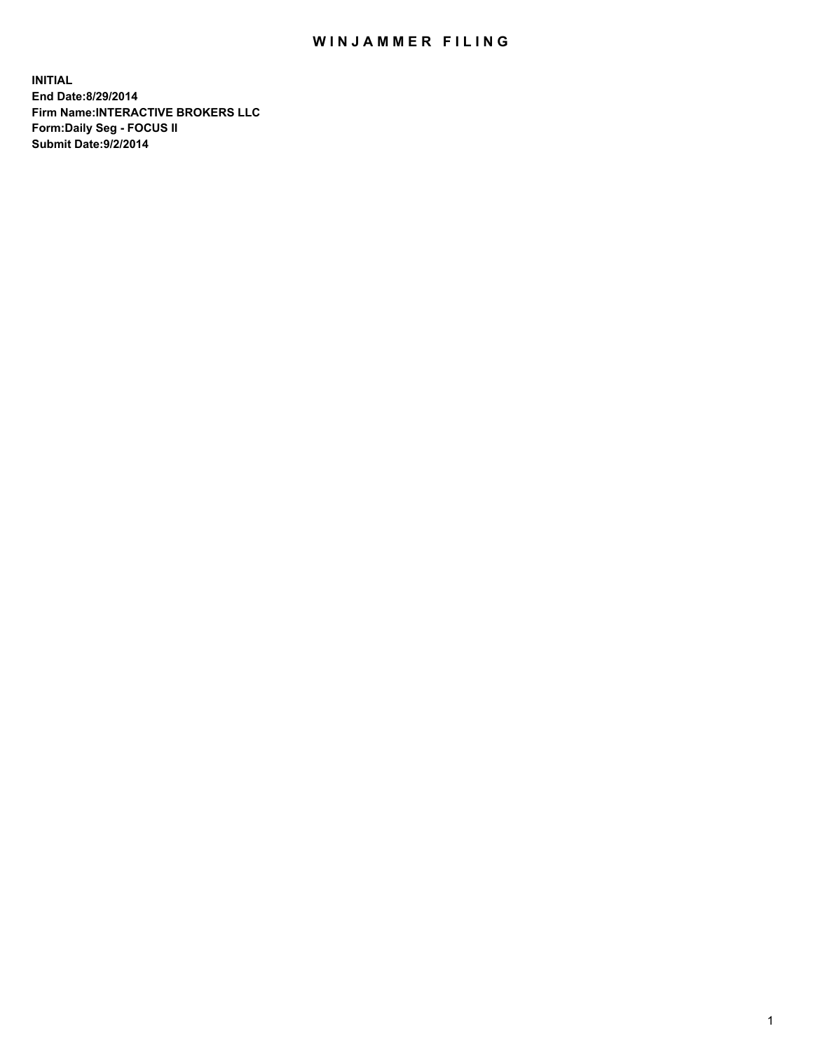# WINJAMMER FILING

**INITIAL**
**End Date:8/29/2014**
**Firm Name:INTERACTIVE BROKERS LLC**
**Form:Daily Seg - FOCUS II**
**Submit Date:9/2/2014**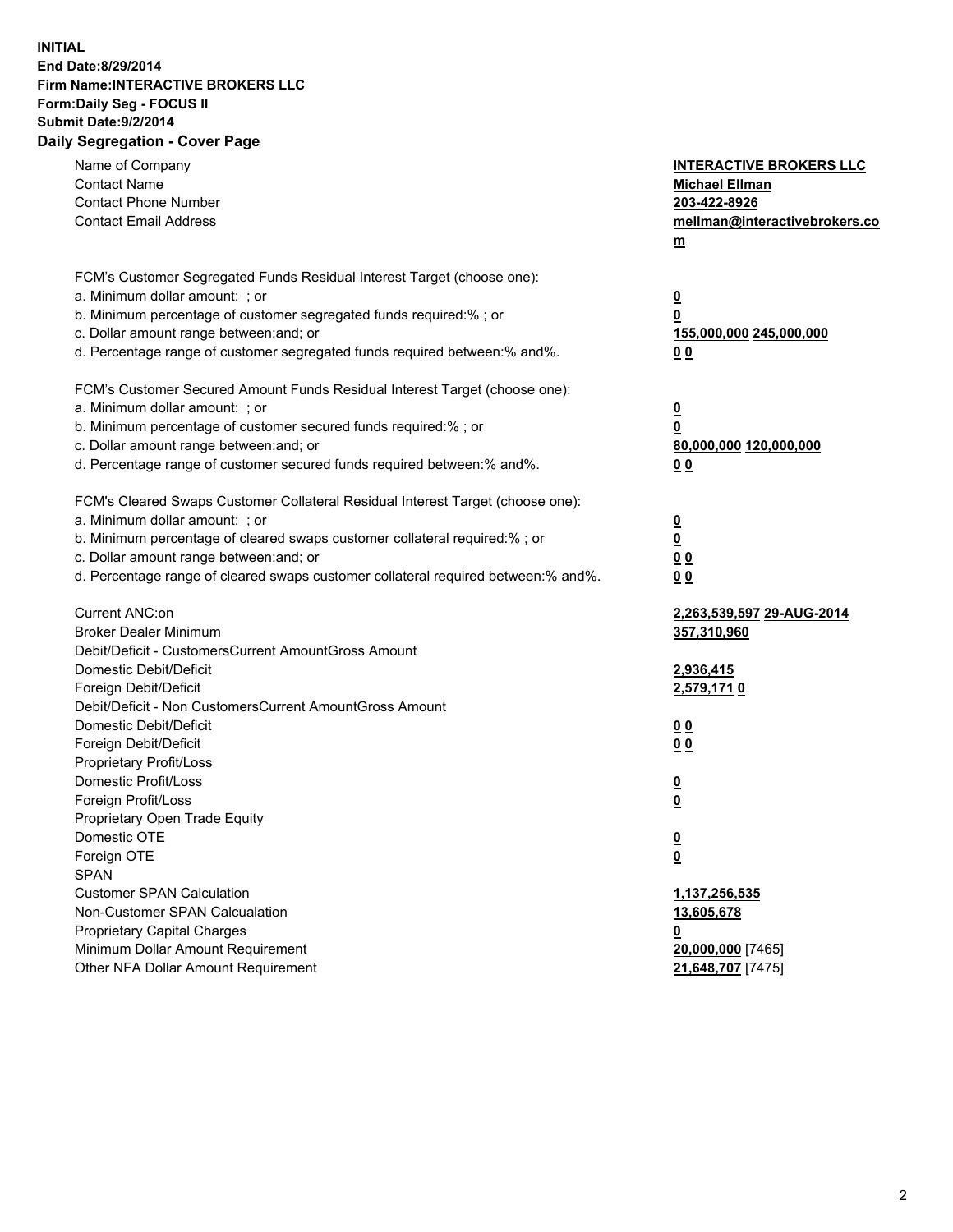**INITIAL**
**End Date:8/29/2014**
**Firm Name:INTERACTIVE BROKERS LLC**
**Form:Daily Seg - FOCUS II**
**Submit Date:9/2/2014**
**Daily Segregation - Cover Page**

| | |
|---|---|
| Name of Company | **INTERACTIVE BROKERS LLC** |
| Contact Name | **Michael Ellman** |
| Contact Phone Number | **203-422-8926** |
| Contact Email Address | **mellman@interactivebrokers.com** |
| | |
| FCM's Customer Segregated Funds Residual Interest Target (choose one): | |
| a. Minimum dollar amount: ; or | **0** |
| b. Minimum percentage of customer segregated funds required:% ; or | **0** |
| c. Dollar amount range between:and; or | **155,000,000 245,000,000** |
| d. Percentage range of customer segregated funds required between:% and%. | **0 0** |
| | |
| FCM's Customer Secured Amount Funds Residual Interest Target (choose one): | |
| a. Minimum dollar amount: ; or | **0** |
| b. Minimum percentage of customer secured funds required:% ; or | **0** |
| c. Dollar amount range between:and; or | **80,000,000 120,000,000** |
| d. Percentage range of customer secured funds required between:% and%. | **0 0** |
| | |
| FCM's Cleared Swaps Customer Collateral Residual Interest Target (choose one): | |
| a. Minimum dollar amount: ; or | **0** |
| b. Minimum percentage of cleared swaps customer collateral required:% ; or | **0** |
| c. Dollar amount range between:and; or | **0 0** |
| d. Percentage range of cleared swaps customer collateral required between:% and%. | **0 0** |
| | |
| Current ANC:on | **2,263,539,597 29-AUG-2014** |
| Broker Dealer Minimum | **357,310,960** |
| Debit/Deficit - CustomersCurrent AmountGross Amount | |
| Domestic Debit/Deficit | **2,936,415** |
| Foreign Debit/Deficit | **2,579,171 0** |
| Debit/Deficit - Non CustomersCurrent AmountGross Amount | |
| Domestic Debit/Deficit | **0 0** |
| Foreign Debit/Deficit | **0 0** |
| Proprietary Profit/Loss | |
| Domestic Profit/Loss | **0** |
| Foreign Profit/Loss | **0** |
| Proprietary Open Trade Equity | |
| Domestic OTE | **0** |
| Foreign OTE | **0** |
| SPAN | |
| Customer SPAN Calculation | **1,137,256,535** |
| Non-Customer SPAN Calcualation | **13,605,678** |
| Proprietary Capital Charges | **0** |
| Minimum Dollar Amount Requirement | **20,000,000** [7465] |
| Other NFA Dollar Amount Requirement | **21,648,707** [7475] |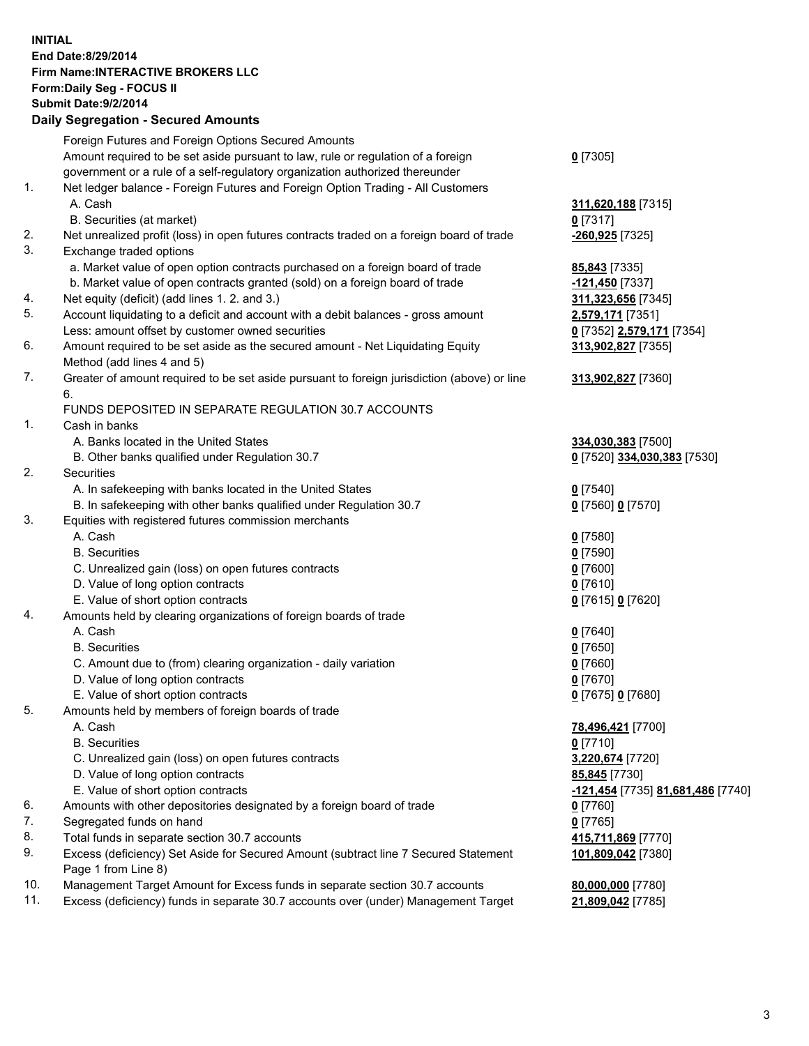**INITIAL**
**End Date:8/29/2014**
**Firm Name:INTERACTIVE BROKERS LLC**
**Form:Daily Seg - FOCUS II**
**Submit Date:9/2/2014**

## Daily Segregation - Secured Amounts

| | | |
|---|---|---|
| | Foreign Futures and Foreign Options Secured Amounts | |
| | Amount required to be set aside pursuant to law, rule or regulation of a foreign government or a rule of a self-regulatory organization authorized thereunder | 0 [7305] |
| 1. | Net ledger balance - Foreign Futures and Foreign Option Trading - All Customers | |
| | A. Cash | 311,620,188 [7315] |
| | B. Securities (at market) | 0 [7317] |
| 2. | Net unrealized profit (loss) in open futures contracts traded on a foreign board of trade | -260,925 [7325] |
| 3. | Exchange traded options | |
| | a. Market value of open option contracts purchased on a foreign board of trade | 85,843 [7335] |
| | b. Market value of open contracts granted (sold) on a foreign board of trade | -121,450 [7337] |
| 4. | Net equity (deficit) (add lines 1. 2. and 3.) | 311,323,656 [7345] |
| 5. | Account liquidating to a deficit and account with a debit balances - gross amount | 2,579,171 [7351] |
| | Less: amount offset by customer owned securities | 0 [7352] 2,579,171 [7354] |
| 6. | Amount required to be set aside as the secured amount - Net Liquidating Equity Method (add lines 4 and 5) | 313,902,827 [7355] |
| 7. | Greater of amount required to be set aside pursuant to foreign jurisdiction (above) or line 6. | 313,902,827 [7360] |
| | FUNDS DEPOSITED IN SEPARATE REGULATION 30.7 ACCOUNTS | |
| 1. | Cash in banks | |
| | A. Banks located in the United States | 334,030,383 [7500] |
| | B. Other banks qualified under Regulation 30.7 | 0 [7520] 334,030,383 [7530] |
| 2. | Securities | |
| | A. In safekeeping with banks located in the United States | 0 [7540] |
| | B. In safekeeping with other banks qualified under Regulation 30.7 | 0 [7560] 0 [7570] |
| 3. | Equities with registered futures commission merchants | |
| | A. Cash | 0 [7580] |
| | B. Securities | 0 [7590] |
| | C. Unrealized gain (loss) on open futures contracts | 0 [7600] |
| | D. Value of long option contracts | 0 [7610] |
| | E. Value of short option contracts | 0 [7615] 0 [7620] |
| 4. | Amounts held by clearing organizations of foreign boards of trade | |
| | A. Cash | 0 [7640] |
| | B. Securities | 0 [7650] |
| | C. Amount due to (from) clearing organization - daily variation | 0 [7660] |
| | D. Value of long option contracts | 0 [7670] |
| | E. Value of short option contracts | 0 [7675] 0 [7680] |
| 5. | Amounts held by members of foreign boards of trade | |
| | A. Cash | 78,496,421 [7700] |
| | B. Securities | 0 [7710] |
| | C. Unrealized gain (loss) on open futures contracts | 3,220,674 [7720] |
| | D. Value of long option contracts | 85,845 [7730] |
| | E. Value of short option contracts | -121,454 [7735] 81,681,486 [7740] |
| 6. | Amounts with other depositories designated by a foreign board of trade | 0 [7760] |
| 7. | Segregated funds on hand | 0 [7765] |
| 8. | Total funds in separate section 30.7 accounts | 415,711,869 [7770] |
| 9. | Excess (deficiency) Set Aside for Secured Amount (subtract line 7 Secured Statement Page 1 from Line 8) | 101,809,042 [7380] |
| 10. | Management Target Amount for Excess funds in separate section 30.7 accounts | 80,000,000 [7780] |
| 11. | Excess (deficiency) funds in separate 30.7 accounts over (under) Management Target | 21,809,042 [7785] |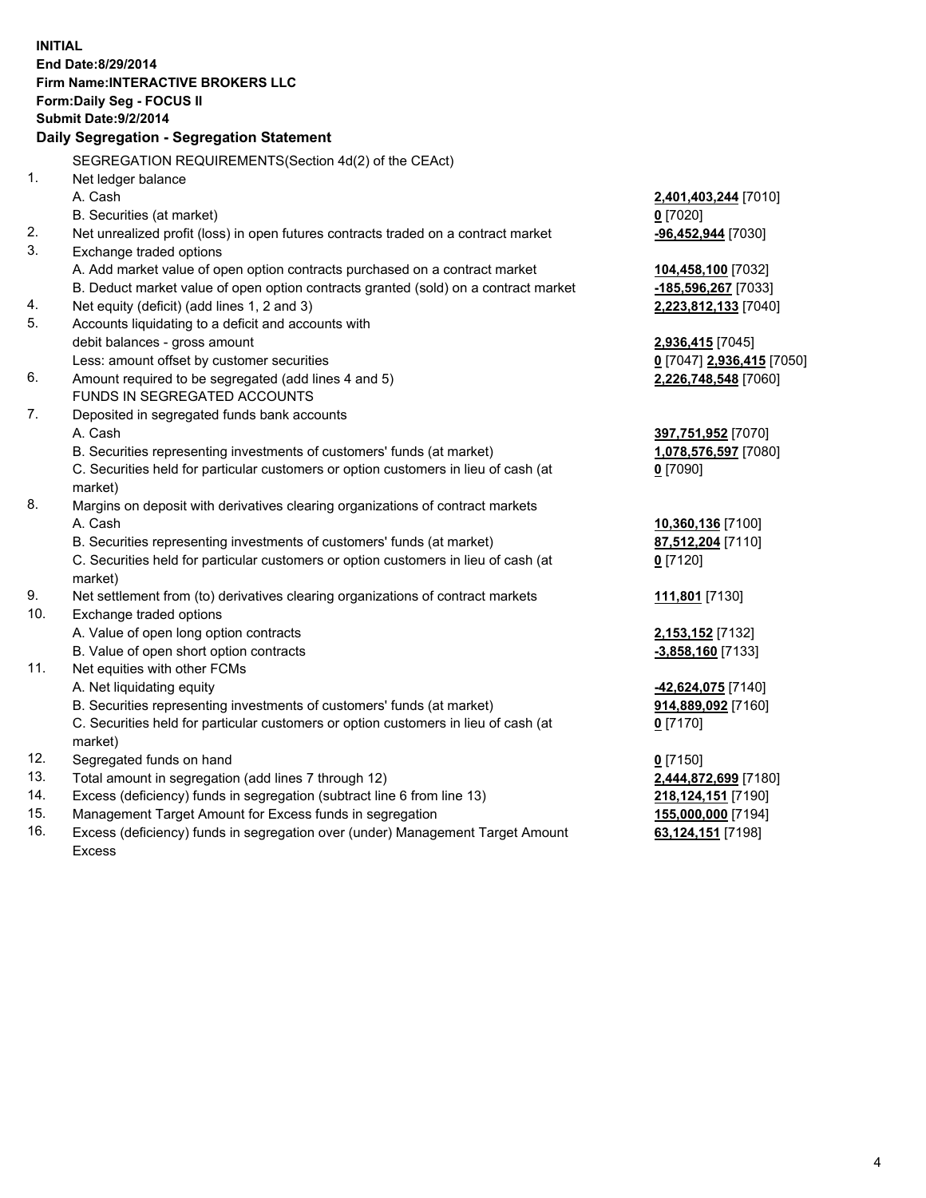**INITIAL**
**End Date:8/29/2014**
**Firm Name:INTERACTIVE BROKERS LLC**
**Form:Daily Seg - FOCUS II**
**Submit Date:9/2/2014**

## Daily Segregation - Segregation Statement

| | | |
|---|---|---|
| | SEGREGATION REQUIREMENTS(Section 4d(2) of the CEAct) | |
| 1. | Net ledger balance | |
| | A. Cash | **2,401,403,244** [7010] |
| | B. Securities (at market) | **0** [7020] |
| 2. | Net unrealized profit (loss) in open futures contracts traded on a contract market | **-96,452,944** [7030] |
| 3. | Exchange traded options | |
| | A. Add market value of open option contracts purchased on a contract market | **104,458,100** [7032] |
| | B. Deduct market value of open option contracts granted (sold) on a contract market | **-185,596,267** [7033] |
| 4. | Net equity (deficit) (add lines 1, 2 and 3) | **2,223,812,133** [7040] |
| 5. | Accounts liquidating to a deficit and accounts with | |
| | debit balances - gross amount | **2,936,415** [7045] |
| | Less: amount offset by customer securities | **0** [7047] **2,936,415** [7050] |
| 6. | Amount required to be segregated (add lines 4 and 5) | **2,226,748,548** [7060] |
| | FUNDS IN SEGREGATED ACCOUNTS | |
| 7. | Deposited in segregated funds bank accounts | |
| | A. Cash | **397,751,952** [7070] |
| | B. Securities representing investments of customers' funds (at market) | **1,078,576,597** [7080] |
| | C. Securities held for particular customers or option customers in lieu of cash (at market) | **0** [7090] |
| 8. | Margins on deposit with derivatives clearing organizations of contract markets | |
| | A. Cash | **10,360,136** [7100] |
| | B. Securities representing investments of customers' funds (at market) | **87,512,204** [7110] |
| | C. Securities held for particular customers or option customers in lieu of cash (at market) | **0** [7120] |
| 9. | Net settlement from (to) derivatives clearing organizations of contract markets | **111,801** [7130] |
| 10. | Exchange traded options | |
| | A. Value of open long option contracts | **2,153,152** [7132] |
| | B. Value of open short option contracts | **-3,858,160** [7133] |
| 11. | Net equities with other FCMs | |
| | A. Net liquidating equity | **-42,624,075** [7140] |
| | B. Securities representing investments of customers' funds (at market) | **914,889,092** [7160] |
| | C. Securities held for particular customers or option customers in lieu of cash (at market) | **0** [7170] |
| 12. | Segregated funds on hand | **0** [7150] |
| 13. | Total amount in segregation (add lines 7 through 12) | **2,444,872,699** [7180] |
| 14. | Excess (deficiency) funds in segregation (subtract line 6 from line 13) | **218,124,151** [7190] |
| 15. | Management Target Amount for Excess funds in segregation | **155,000,000** [7194] |
| 16. | Excess (deficiency) funds in segregation over (under) Management Target Amount Excess | **63,124,151** [7198] |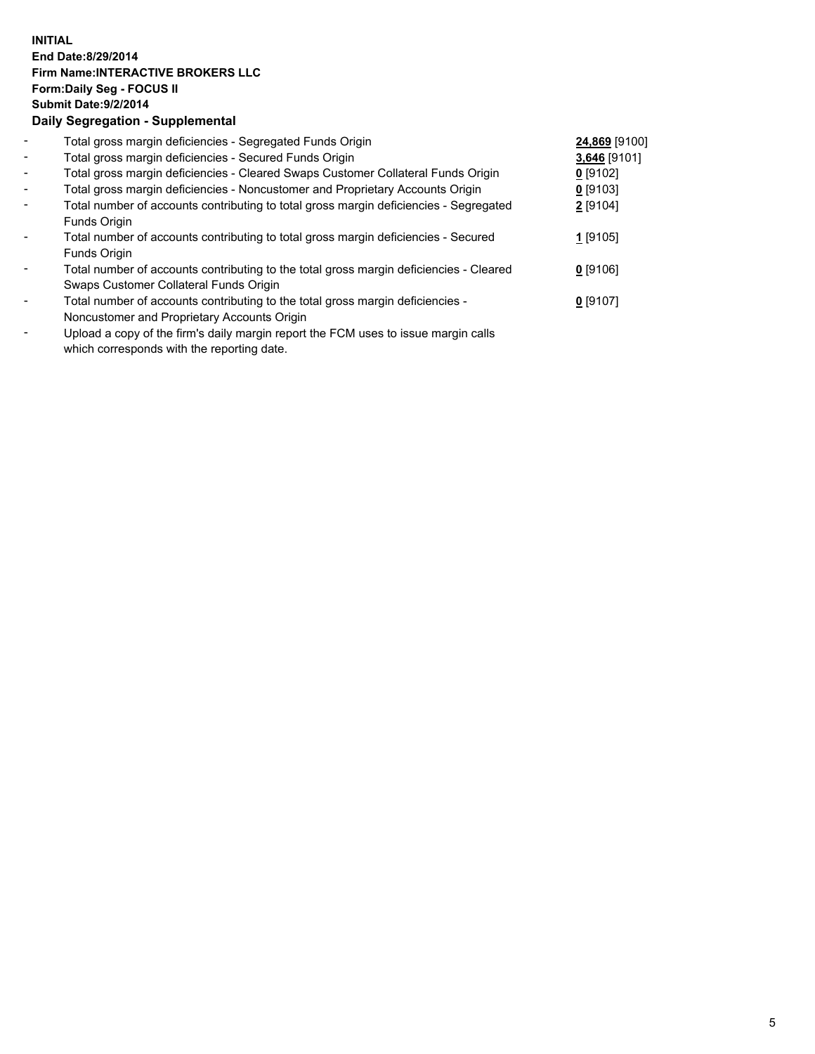**INITIAL**
**End Date:8/29/2014**
**Firm Name:INTERACTIVE BROKERS LLC**
**Form:Daily Seg - FOCUS II**
**Submit Date:9/2/2014**

**Daily Segregation - Supplemental**

| | | |
|---|---|---|
| - | Total gross margin deficiencies - Segregated Funds Origin | **24,869** [9100] |
| - | Total gross margin deficiencies - Secured Funds Origin | **3,646** [9101] |
| - | Total gross margin deficiencies - Cleared Swaps Customer Collateral Funds Origin | **0** [9102] |
| - | Total gross margin deficiencies - Noncustomer and Proprietary Accounts Origin | **0** [9103] |
| - | Total number of accounts contributing to total gross margin deficiencies - Segregated Funds Origin | **2** [9104] |
| - | Total number of accounts contributing to total gross margin deficiencies - Secured Funds Origin | **1** [9105] |
| - | Total number of accounts contributing to the total gross margin deficiencies - Cleared Swaps Customer Collateral Funds Origin | **0** [9106] |
| - | Total number of accounts contributing to the total gross margin deficiencies - Noncustomer and Proprietary Accounts Origin | **0** [9107] |
| - | Upload a copy of the firm's daily margin report the FCM uses to issue margin calls which corresponds with the reporting date. | |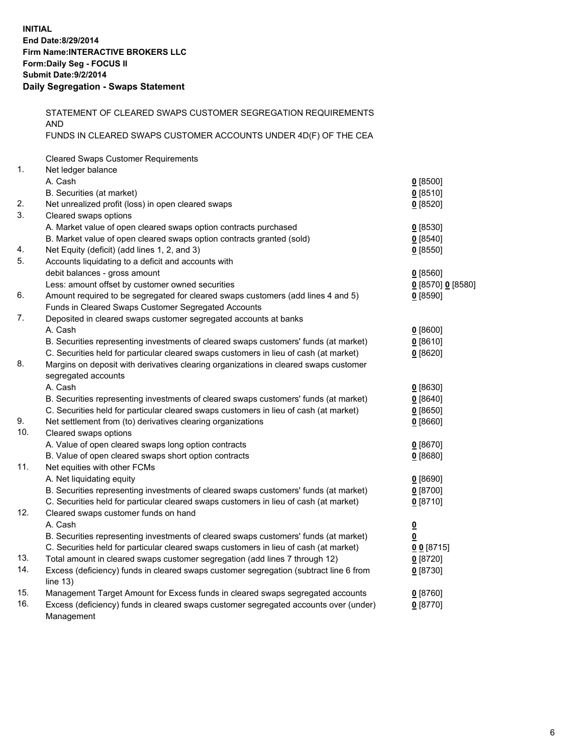**INITIAL**
**End Date:8/29/2014**
**Firm Name:INTERACTIVE BROKERS LLC**
**Form:Daily Seg - FOCUS II**
**Submit Date:9/2/2014**
**Daily Segregation - Swaps Statement**

STATEMENT OF CLEARED SWAPS CUSTOMER SEGREGATION REQUIREMENTS AND FUNDS IN CLEARED SWAPS CUSTOMER ACCOUNTS UNDER 4D(F) OF THE CEA

| | | |
|---|---|---|
| | Cleared Swaps Customer Requirements | |
| 1. | Net ledger balance | |
| | A. Cash | 0 [8500] |
| | B. Securities (at market) | 0 [8510] |
| 2. | Net unrealized profit (loss) in open cleared swaps | 0 [8520] |
| 3. | Cleared swaps options | |
| | A. Market value of open cleared swaps option contracts purchased | 0 [8530] |
| | B. Market value of open cleared swaps option contracts granted (sold) | 0 [8540] |
| 4. | Net Equity (deficit) (add lines 1, 2, and 3) | 0 [8550] |
| 5. | Accounts liquidating to a deficit and accounts with | |
| | debit balances - gross amount | 0 [8560] |
| | Less: amount offset by customer owned securities | 0 [8570] 0 [8580] |
| 6. | Amount required to be segregated for cleared swaps customers (add lines 4 and 5) | 0 [8590] |
| | Funds in Cleared Swaps Customer Segregated Accounts | |
| 7. | Deposited in cleared swaps customer segregated accounts at banks | |
| | A. Cash | 0 [8600] |
| | B. Securities representing investments of cleared swaps customers' funds (at market) | 0 [8610] |
| | C. Securities held for particular cleared swaps customers in lieu of cash (at market) | 0 [8620] |
| 8. | Margins on deposit with derivatives clearing organizations in cleared swaps customer segregated accounts | |
| | A. Cash | 0 [8630] |
| | B. Securities representing investments of cleared swaps customers' funds (at market) | 0 [8640] |
| | C. Securities held for particular cleared swaps customers in lieu of cash (at market) | 0 [8650] |
| 9. | Net settlement from (to) derivatives clearing organizations | 0 [8660] |
| 10. | Cleared swaps options | |
| | A. Value of open cleared swaps long option contracts | 0 [8670] |
| | B. Value of open cleared swaps short option contracts | 0 [8680] |
| 11. | Net equities with other FCMs | |
| | A. Net liquidating equity | 0 [8690] |
| | B. Securities representing investments of cleared swaps customers' funds (at market) | 0 [8700] |
| | C. Securities held for particular cleared swaps customers in lieu of cash (at market) | 0 [8710] |
| 12. | Cleared swaps customer funds on hand | |
| | A. Cash | 0 |
| | B. Securities representing investments of cleared swaps customers' funds (at market) | 0 |
| | C. Securities held for particular cleared swaps customers in lieu of cash (at market) | 0 0 [8715] |
| 13. | Total amount in cleared swaps customer segregation (add lines 7 through 12) | 0 [8720] |
| 14. | Excess (deficiency) funds in cleared swaps customer segregation (subtract line 6 from line 13) | 0 [8730] |
| 15. | Management Target Amount for Excess funds in cleared swaps segregated accounts | 0 [8760] |
| 16. | Excess (deficiency) funds in cleared swaps customer segregated accounts over (under) Management | 0 [8770] |